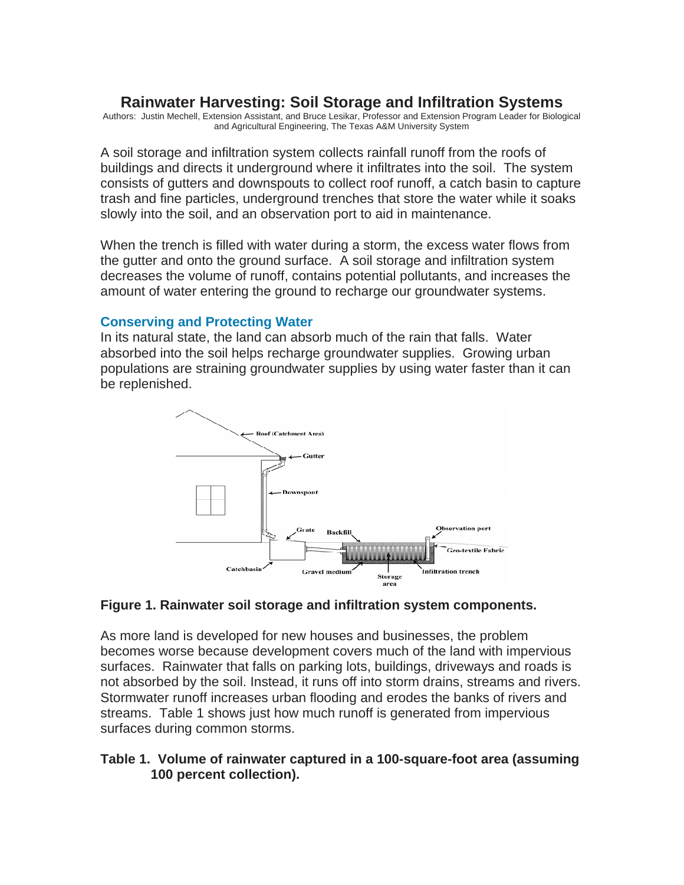# Rainwater Harvesting: Soil Storage and Infiltration Systems

Authors: Justin Mechell, Extension Assistant, and Bruce Lesikar, Professor and Extension Program Leader for Biological and Agricultural Engineering, The Texas A&M University System

A soil storage and infiltration system collects rainfall runoff from the roofs of buildings and directs it underground where it infiltrates into the soil. The system consists of gutters and downspouts to collect roof runoff, a catch basin to capture trash and fine particles, underground trenches that store the water while it soaks slowly into the soil, and an observation port to aid in maintenance.

When the trench is filled with water during a storm, the excess water flows from the gutter and onto the ground surface. A soil storage and infiltration system decreases the volume of runoff, contains potential pollutants, and increases the amount of water entering the ground to recharge our groundwater systems.

## Conserving and Protecting Water

In its natural state, the land can absorb much of the rain that falls. Water absorbed into the soil helps recharge groundwater supplies. Growing urban populations are straining groundwater supplies by using water faster than it can be replenished.

**Figure 1. Rainwater soil storage and infiltration system components.**

As more land is developed for new houses and businesses, the problem becomes worse because development covers much of the land with impervious surfaces. Rainwater that falls on parking lots, buildings, driveways and roads is not absorbed by the soil. Instead, it runs off into storm drains, streams and rivers. Stormwater runoff increases urban flooding and erodes the banks of rivers and streams. Table 1 shows just how much runoff is generated from impervious surfaces during common storms.

**Table 1. Volume of rainwater captured in a 100-square-foot area (assuming 100 percent collection).**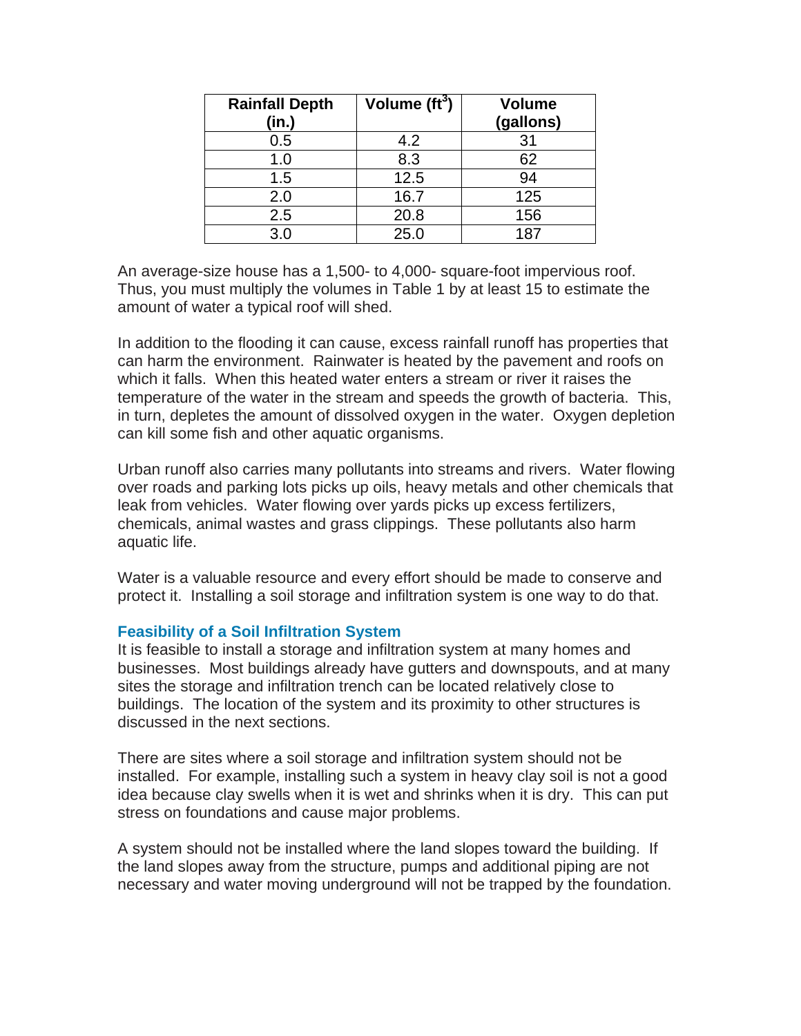| Rainfall Depth (in.) | Volume ($ft^3$) | Volume (gallons) |
|---|---|---|
| 0.5 | 4.2 | 31 |
| 1.0 | 8.3 | 62 |
| 1.5 | 12.5 | 94 |
| 2.0 | 16.7 | 125 |
| 2.5 | 20.8 | 156 |
| 3.0 | 25.0 | 187 |

An average-size house has a 1,500- to 4,000- square-foot impervious roof. Thus, you must multiply the volumes in Table 1 by at least 15 to estimate the amount of water a typical roof will shed.

In addition to the flooding it can cause, excess rainfall runoff has properties that can harm the environment. Rainwater is heated by the pavement and roofs on which it falls. When this heated water enters a stream or river it raises the temperature of the water in the stream and speeds the growth of bacteria. This, in turn, depletes the amount of dissolved oxygen in the water. Oxygen depletion can kill some fish and other aquatic organisms.

Urban runoff also carries many pollutants into streams and rivers. Water flowing over roads and parking lots picks up oils, heavy metals and other chemicals that leak from vehicles. Water flowing over yards picks up excess fertilizers, chemicals, animal wastes and grass clippings. These pollutants also harm aquatic life.

Water is a valuable resource and every effort should be made to conserve and protect it. Installing a soil storage and infiltration system is one way to do that.

### Feasibility of a Soil Infiltration System

It is feasible to install a storage and infiltration system at many homes and businesses. Most buildings already have gutters and downspouts, and at many sites the storage and infiltration trench can be located relatively close to buildings. The location of the system and its proximity to other structures is discussed in the next sections.

There are sites where a soil storage and infiltration system should not be installed. For example, installing such a system in heavy clay soil is not a good idea because clay swells when it is wet and shrinks when it is dry. This can put stress on foundations and cause major problems.

A system should not be installed where the land slopes toward the building. If the land slopes away from the structure, pumps and additional piping are not necessary and water moving underground will not be trapped by the foundation.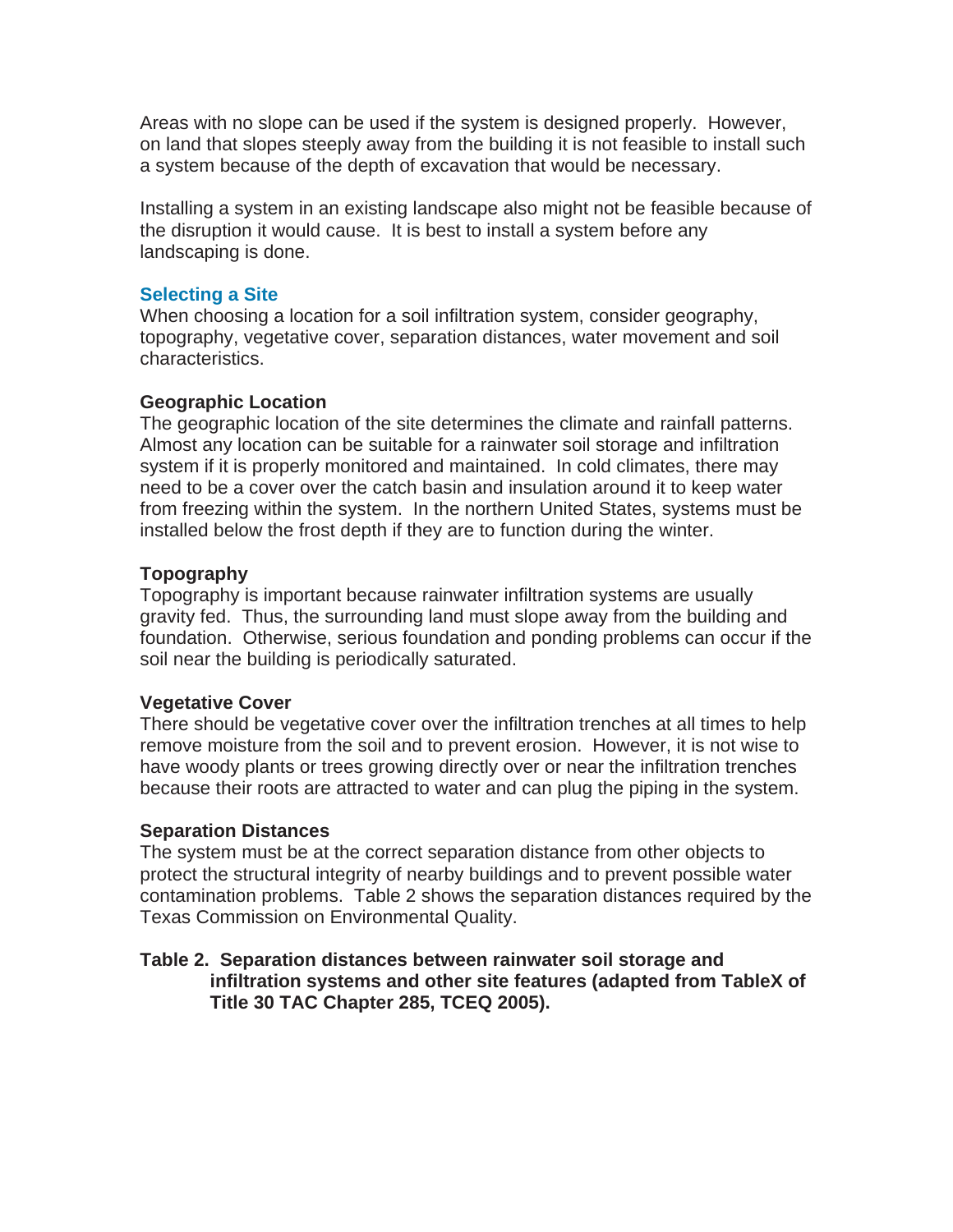Areas with no slope can be used if the system is designed properly. However, on land that slopes steeply away from the building it is not feasible to install such a system because of the depth of excavation that would be necessary.

Installing a system in an existing landscape also might not be feasible because of the disruption it would cause. It is best to install a system before any landscaping is done.

## Selecting a Site

When choosing a location for a soil infiltration system, consider geography, topography, vegetative cover, separation distances, water movement and soil characteristics.

### Geographic Location

The geographic location of the site determines the climate and rainfall patterns. Almost any location can be suitable for a rainwater soil storage and infiltration system if it is properly monitored and maintained. In cold climates, there may need to be a cover over the catch basin and insulation around it to keep water from freezing within the system. In the northern United States, systems must be installed below the frost depth if they are to function during the winter.

### Topography

Topography is important because rainwater infiltration systems are usually gravity fed. Thus, the surrounding land must slope away from the building and foundation. Otherwise, serious foundation and ponding problems can occur if the soil near the building is periodically saturated.

### Vegetative Cover

There should be vegetative cover over the infiltration trenches at all times to help remove moisture from the soil and to prevent erosion. However, it is not wise to have woody plants or trees growing directly over or near the infiltration trenches because their roots are attracted to water and can plug the piping in the system.

### Separation Distances

The system must be at the correct separation distance from other objects to protect the structural integrity of nearby buildings and to prevent possible water contamination problems. Table 2 shows the separation distances required by the Texas Commission on Environmental Quality.

**Table 2. Separation distances between rainwater soil storage and infiltration systems and other site features (adapted from TableX of Title 30 TAC Chapter 285, TCEQ 2005).**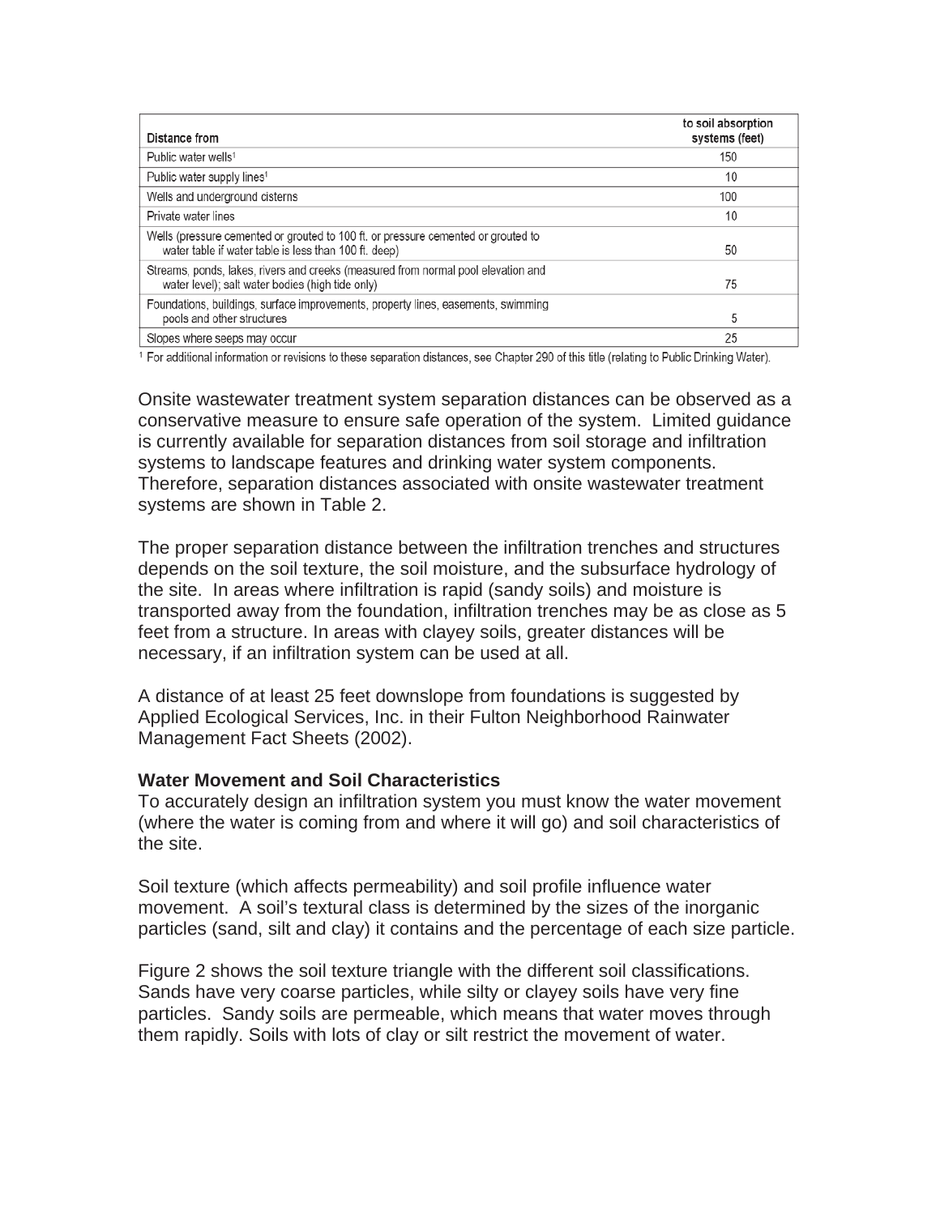| Distance from | to soil absorption systems (feet) |
|---|---|
| Public water wells[1] | 150 |
| Public water supply lines[1] | 10 |
| Wells and underground cisterns | 100 |
| Private water lines | 10 |
| Wells (pressure cemented or grouted to 100 ft. or pressure cemented or grouted to water table if water table is less than 100 ft. deep) | 50 |
| Streams, ponds, lakes, rivers and creeks (measured from normal pool elevation and water level); salt water bodies (high tide only) | 75 |
| Foundations, buildings, surface improvements, property lines, easements, swimming pools and other structures | 5 |
| Slopes where seeps may occur | 25 |

[1] For additional information or revisions to these separation distances, see Chapter 290 of this title (relating to Public Drinking Water).

Onsite wastewater treatment system separation distances can be observed as a conservative measure to ensure safe operation of the system. Limited guidance is currently available for separation distances from soil storage and infiltration systems to landscape features and drinking water system components. Therefore, separation distances associated with onsite wastewater treatment systems are shown in Table 2.

The proper separation distance between the infiltration trenches and structures depends on the soil texture, the soil moisture, and the subsurface hydrology of the site. In areas where infiltration is rapid (sandy soils) and moisture is transported away from the foundation, infiltration trenches may be as close as 5 feet from a structure. In areas with clayey soils, greater distances will be necessary, if an infiltration system can be used at all.

A distance of at least 25 feet downslope from foundations is suggested by Applied Ecological Services, Inc. in their Fulton Neighborhood Rainwater Management Fact Sheets (2002).

**Water Movement and Soil Characteristics**

To accurately design an infiltration system you must know the water movement (where the water is coming from and where it will go) and soil characteristics of the site.

Soil texture (which affects permeability) and soil profile influence water movement. A soil's textural class is determined by the sizes of the inorganic particles (sand, silt and clay) it contains and the percentage of each size particle.

Figure 2 shows the soil texture triangle with the different soil classifications. Sands have very coarse particles, while silty or clayey soils have very fine particles. Sandy soils are permeable, which means that water moves through them rapidly. Soils with lots of clay or silt restrict the movement of water.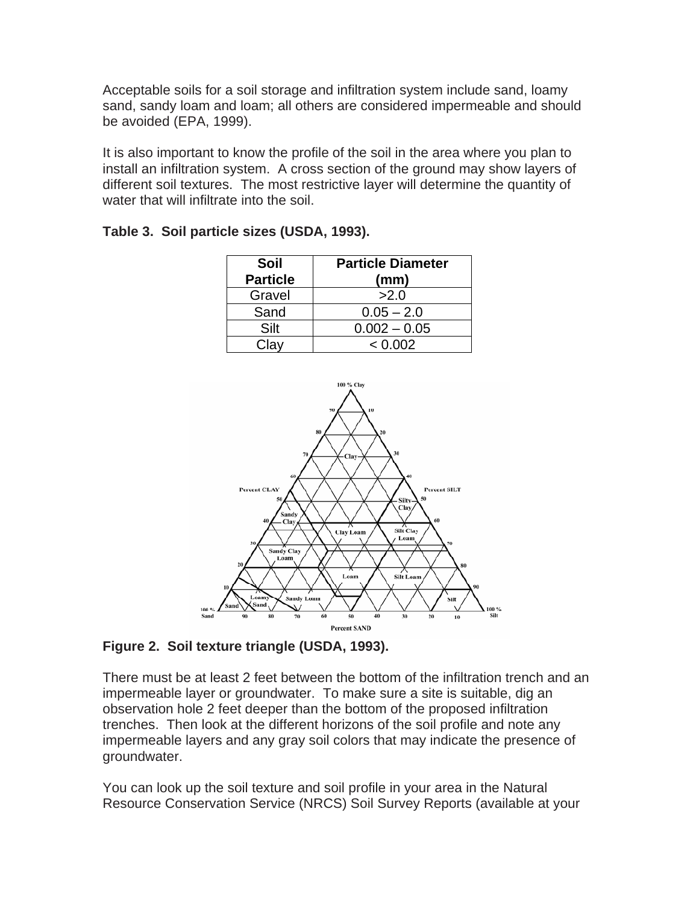Acceptable soils for a soil storage and infiltration system include sand, loamy sand, sandy loam and loam; all others are considered impermeable and should be avoided (EPA, 1999).

It is also important to know the profile of the soil in the area where you plan to install an infiltration system. A cross section of the ground may show layers of different soil textures. The most restrictive layer will determine the quantity of water that will infiltrate into the soil.

**Table 3. Soil particle sizes (USDA, 1993).**

| Soil Particle | Particle Diameter (mm) |
|---|---|
| Gravel | >2.0 |
| Sand | 0.05 – 2.0 |
| Silt | 0.002 – 0.05 |
| Clay | < 0.002 |

**Figure 2. Soil texture triangle (USDA, 1993).**

There must be at least 2 feet between the bottom of the infiltration trench and an impermeable layer or groundwater. To make sure a site is suitable, dig an observation hole 2 feet deeper than the bottom of the proposed infiltration trenches. Then look at the different horizons of the soil profile and note any impermeable layers and any gray soil colors that may indicate the presence of groundwater.

You can look up the soil texture and soil profile in your area in the Natural Resource Conservation Service (NRCS) Soil Survey Reports (available at your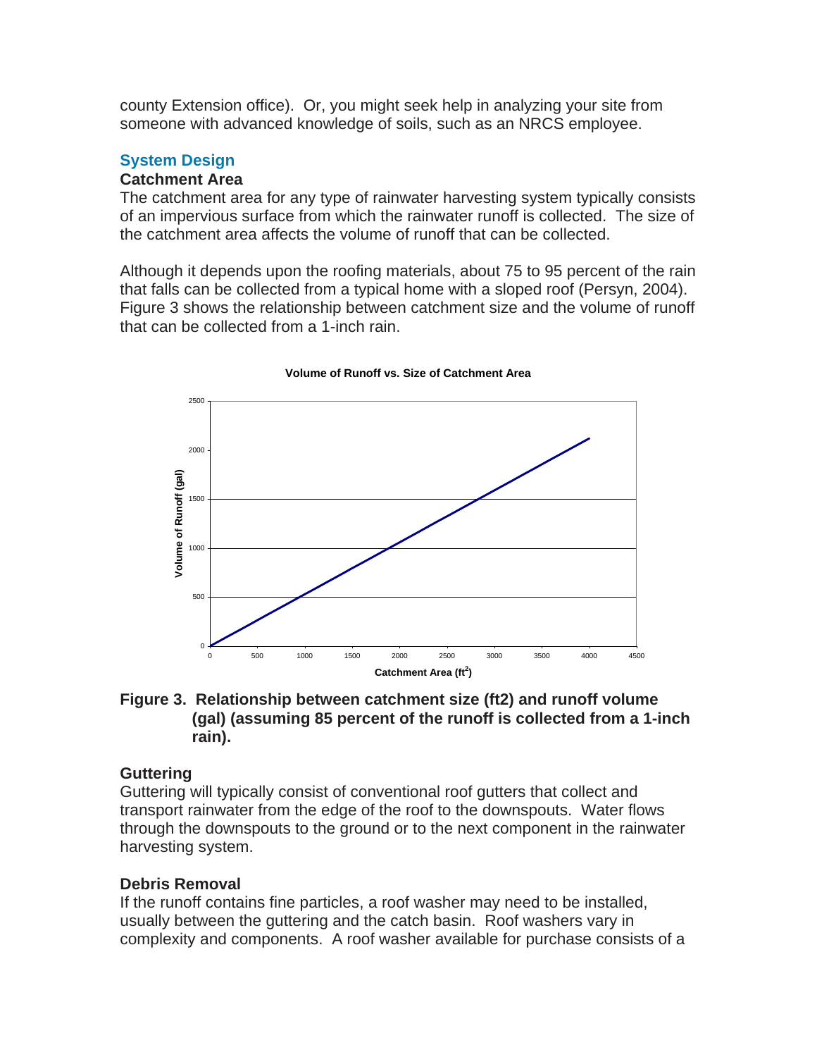county Extension office). Or, you might seek help in analyzing your site from someone with advanced knowledge of soils, such as an NRCS employee.

## System Design

### Catchment Area

The catchment area for any type of rainwater harvesting system typically consists of an impervious surface from which the rainwater runoff is collected. The size of the catchment area affects the volume of runoff that can be collected.

Although it depends upon the roofing materials, about 75 to 95 percent of the rain that falls can be collected from a typical home with a sloped roof (Persyn, 2004). Figure 3 shows the relationship between catchment size and the volume of runoff that can be collected from a 1-inch rain.

**Figure 3. Relationship between catchment size (ft2) and runoff volume (gal) (assuming 85 percent of the runoff is collected from a 1-inch rain).**

### Guttering

Guttering will typically consist of conventional roof gutters that collect and transport rainwater from the edge of the roof to the downspouts. Water flows through the downspouts to the ground or to the next component in the rainwater harvesting system.

### Debris Removal

If the runoff contains fine particles, a roof washer may need to be installed, usually between the guttering and the catch basin. Roof washers vary in complexity and components. A roof washer available for purchase consists of a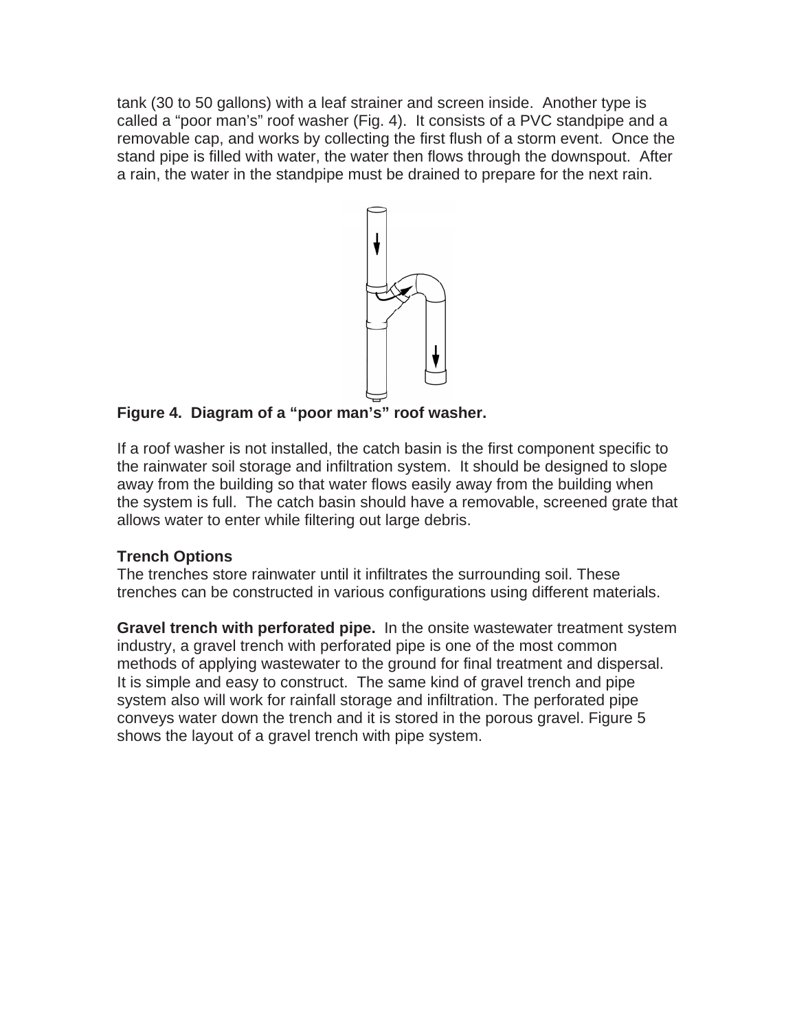tank (30 to 50 gallons) with a leaf strainer and screen inside. Another type is called a "poor man's" roof washer (Fig. 4). It consists of a PVC standpipe and a removable cap, and works by collecting the first flush of a storm event. Once the stand pipe is filled with water, the water then flows through the downspout. After a rain, the water in the standpipe must be drained to prepare for the next rain.

**Figure 4. Diagram of a "poor man's" roof washer.**

If a roof washer is not installed, the catch basin is the first component specific to the rainwater soil storage and infiltration system. It should be designed to slope away from the building so that water flows easily away from the building when the system is full. The catch basin should have a removable, screened grate that allows water to enter while filtering out large debris.

**Trench Options**

The trenches store rainwater until it infiltrates the surrounding soil. These trenches can be constructed in various configurations using different materials.

**Gravel trench with perforated pipe.** In the onsite wastewater treatment system industry, a gravel trench with perforated pipe is one of the most common methods of applying wastewater to the ground for final treatment and dispersal. It is simple and easy to construct. The same kind of gravel trench and pipe system also will work for rainfall storage and infiltration. The perforated pipe conveys water down the trench and it is stored in the porous gravel. Figure 5 shows the layout of a gravel trench with pipe system.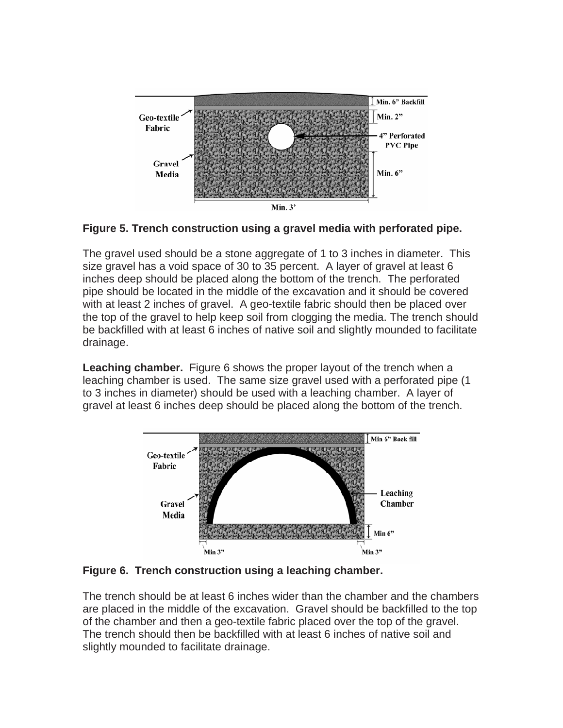**Figure 5. Trench construction using a gravel media with perforated pipe.**

The gravel used should be a stone aggregate of 1 to 3 inches in diameter. This size gravel has a void space of 30 to 35 percent. A layer of gravel at least 6 inches deep should be placed along the bottom of the trench. The perforated pipe should be located in the middle of the excavation and it should be covered with at least 2 inches of gravel. A geo-textile fabric should then be placed over the top of the gravel to help keep soil from clogging the media. The trench should be backfilled with at least 6 inches of native soil and slightly mounded to facilitate drainage.

**Leaching chamber.** Figure 6 shows the proper layout of the trench when a leaching chamber is used. The same size gravel used with a perforated pipe (1 to 3 inches in diameter) should be used with a leaching chamber. A layer of gravel at least 6 inches deep should be placed along the bottom of the trench.

**Figure 6. Trench construction using a leaching chamber.**

The trench should be at least 6 inches wider than the chamber and the chambers are placed in the middle of the excavation. Gravel should be backfilled to the top of the chamber and then a geo-textile fabric placed over the top of the gravel. The trench should then be backfilled with at least 6 inches of native soil and slightly mounded to facilitate drainage.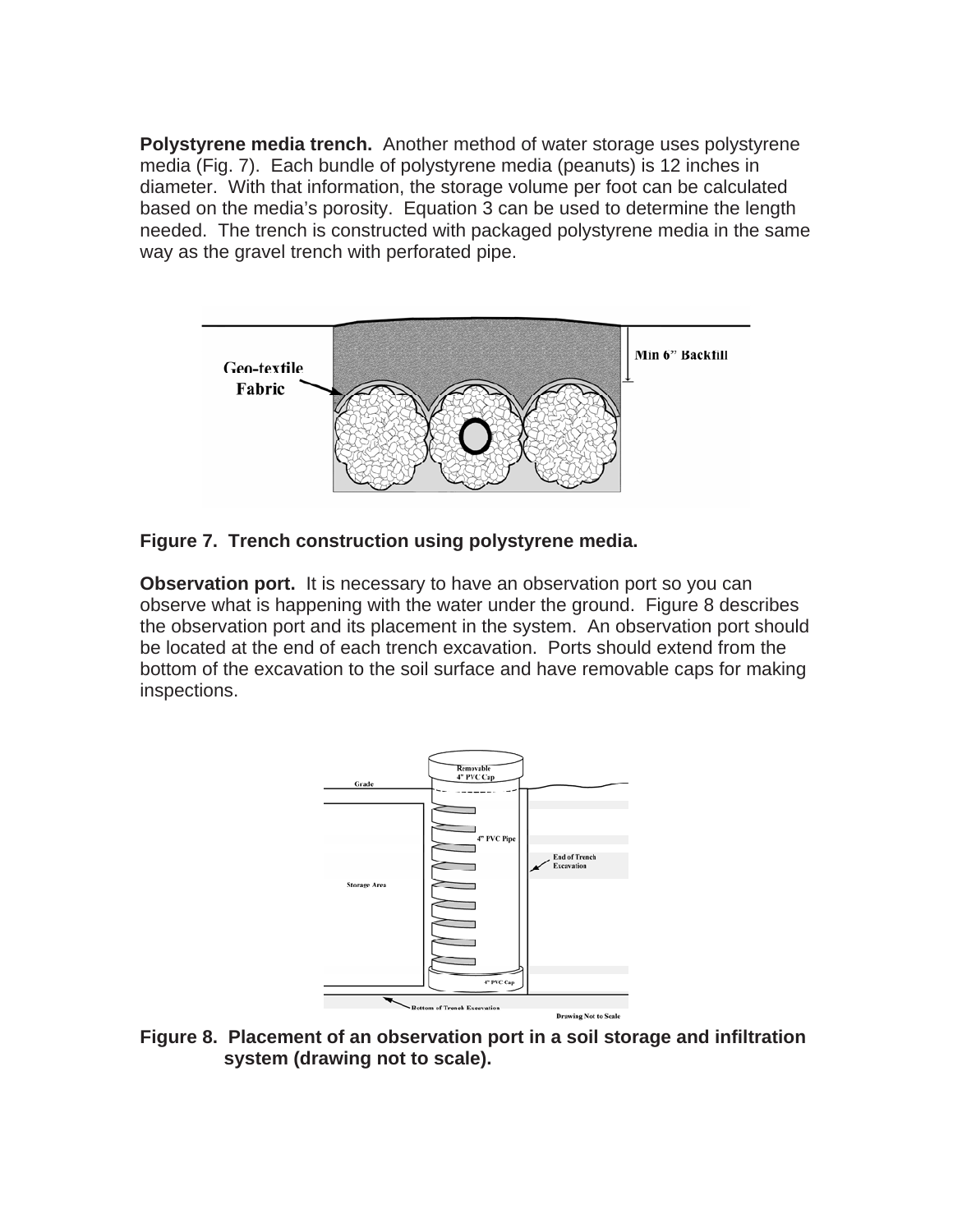**Polystyrene media trench.** Another method of water storage uses polystyrene media (Fig. 7). Each bundle of polystyrene media (peanuts) is 12 inches in diameter. With that information, the storage volume per foot can be calculated based on the media's porosity. Equation 3 can be used to determine the length needed. The trench is constructed with packaged polystyrene media in the same way as the gravel trench with perforated pipe.

**Figure 7. Trench construction using polystyrene media.**

**Observation port.** It is necessary to have an observation port so you can observe what is happening with the water under the ground. Figure 8 describes the observation port and its placement in the system. An observation port should be located at the end of each trench excavation. Ports should extend from the bottom of the excavation to the soil surface and have removable caps for making inspections.

**Figure 8. Placement of an observation port in a soil storage and infiltration system (drawing not to scale).**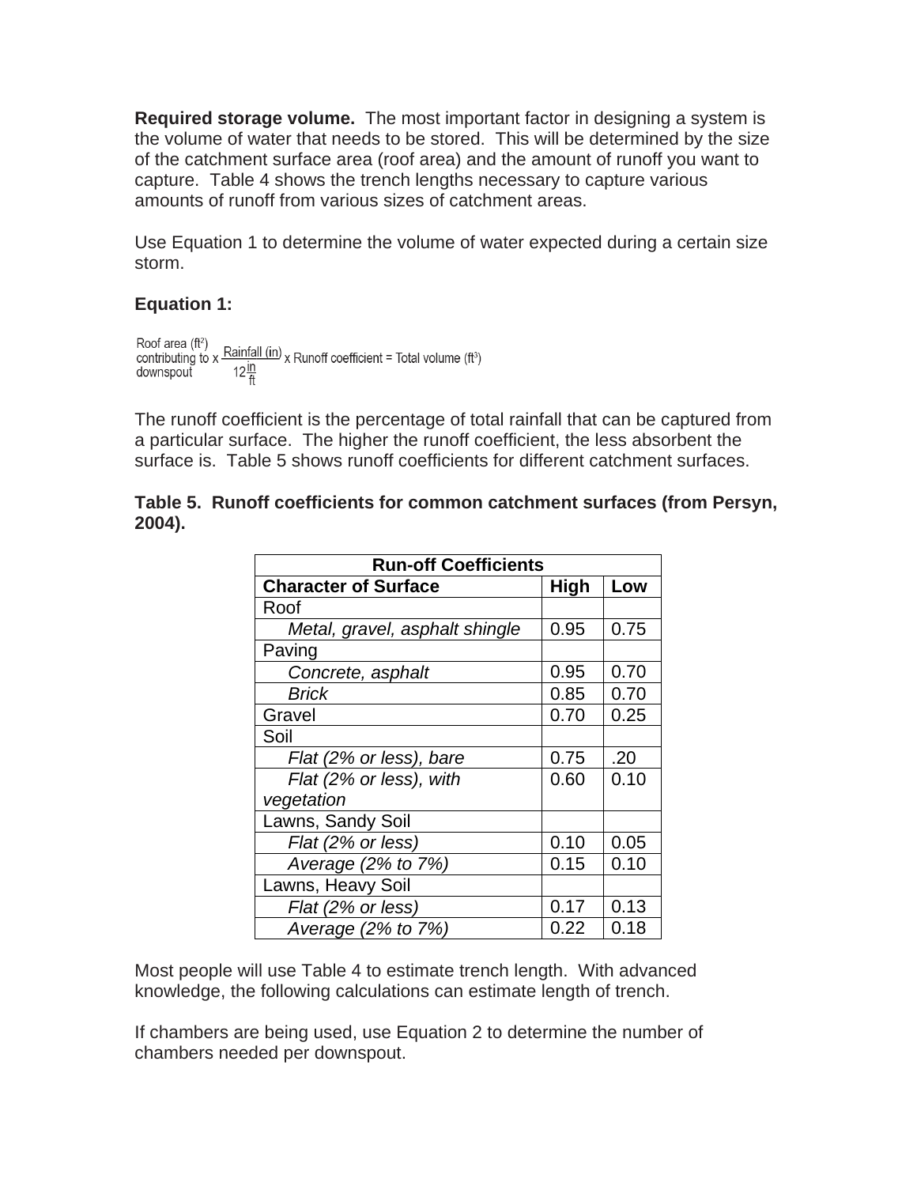**Required storage volume.** The most important factor in designing a system is the volume of water that needs to be stored. This will be determined by the size of the catchment surface area (roof area) and the amount of runoff you want to capture. Table 4 shows the trench lengths necessary to capture various amounts of runoff from various sizes of catchment areas.

Use Equation 1 to determine the volume of water expected during a certain size storm.

**Equation 1:**

$$\text{Roof area (ft}^2\text{) contributing to downspout} \times \frac{\text{Rainfall (in)}}{12\frac{\text{in}}{\text{ft}}} \times \text{Runoff coefficient} = \text{Total volume (ft}^3\text{)}$$

The runoff coefficient is the percentage of total rainfall that can be captured from a particular surface. The higher the runoff coefficient, the less absorbent the surface is. Table 5 shows runoff coefficients for different catchment surfaces.

**Table 5. Runoff coefficients for common catchment surfaces (from Persyn, 2004).**

| Run-off Coefficients | | |
|---|---|---|
| **Character of Surface** | **High** | **Low** |
| Roof | | |
| *Metal, gravel, asphalt shingle* | 0.95 | 0.75 |
| Paving | | |
| *Concrete, asphalt* | 0.95 | 0.70 |
| *Brick* | 0.85 | 0.70 |
| Gravel | 0.70 | 0.25 |
| Soil | | |
| *Flat (2% or less), bare* | 0.75 | .20 |
| *Flat (2% or less), with vegetation* | 0.60 | 0.10 |
| Lawns, Sandy Soil | | |
| *Flat (2% or less)* | 0.10 | 0.05 |
| *Average (2% to 7%)* | 0.15 | 0.10 |
| Lawns, Heavy Soil | | |
| *Flat (2% or less)* | 0.17 | 0.13 |
| *Average (2% to 7%)* | 0.22 | 0.18 |

Most people will use Table 4 to estimate trench length. With advanced knowledge, the following calculations can estimate length of trench.

If chambers are being used, use Equation 2 to determine the number of chambers needed per downspout.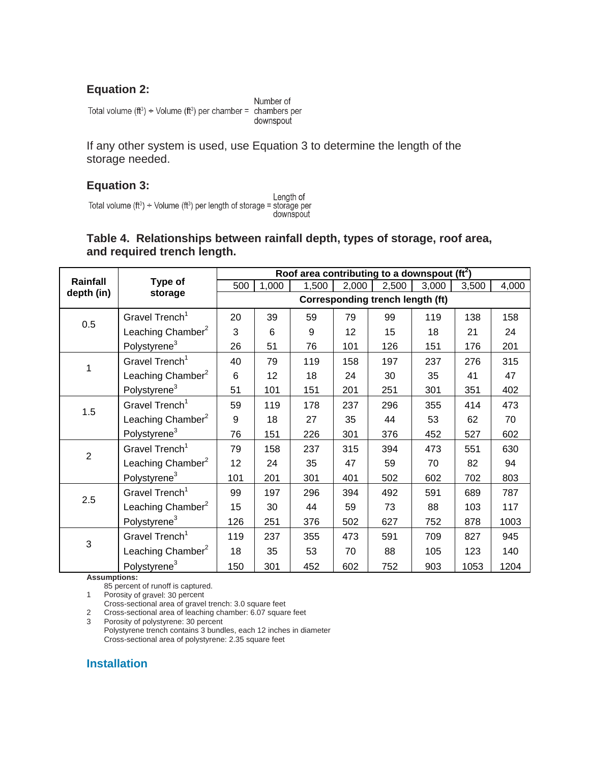### Equation 2:

$$\text{Total volume (ft}^3\text{)} \div \text{Volume (ft}^3\text{) per chamber} = \text{Number of chambers per downspout}$$

If any other system is used, use Equation 3 to determine the length of the storage needed.

### Equation 3:

$$\text{Total volume (ft}^3\text{)} \div \text{Volume (ft}^3\text{) per length of storage} = \text{Length of storage per downspout}$$

### Table 4. Relationships between rainfall depth, types of storage, roof area, and required trench length.

| Rainfall depth (in) | Type of storage | Roof area contributing to a downspout ($ft^2$) | | | | | | | |
|---|---|---|---|---|---|---|---|---|---|
| | | 500 | 1,000 | 1,500 | 2,000 | 2,500 | 3,000 | 3,500 | 4,000 |
| | | Corresponding trench length (ft) | | | | | | | |
| 0.5 | Gravel Trench[1] | 20 | 39 | 59 | 79 | 99 | 119 | 138 | 158 |
| | Leaching Chamber[2] | 3 | 6 | 9 | 12 | 15 | 18 | 21 | 24 |
| | Polystyrene[3] | 26 | 51 | 76 | 101 | 126 | 151 | 176 | 201 |
| 1 | Gravel Trench[1] | 40 | 79 | 119 | 158 | 197 | 237 | 276 | 315 |
| | Leaching Chamber[2] | 6 | 12 | 18 | 24 | 30 | 35 | 41 | 47 |
| | Polystyrene[3] | 51 | 101 | 151 | 201 | 251 | 301 | 351 | 402 |
| 1.5 | Gravel Trench[1] | 59 | 119 | 178 | 237 | 296 | 355 | 414 | 473 |
| | Leaching Chamber[2] | 9 | 18 | 27 | 35 | 44 | 53 | 62 | 70 |
| | Polystyrene[3] | 76 | 151 | 226 | 301 | 376 | 452 | 527 | 602 |
| 2 | Gravel Trench[1] | 79 | 158 | 237 | 315 | 394 | 473 | 551 | 630 |
| | Leaching Chamber[2] | 12 | 24 | 35 | 47 | 59 | 70 | 82 | 94 |
| | Polystyrene[3] | 101 | 201 | 301 | 401 | 502 | 602 | 702 | 803 |
| 2.5 | Gravel Trench[1] | 99 | 197 | 296 | 394 | 492 | 591 | 689 | 787 |
| | Leaching Chamber[2] | 15 | 30 | 44 | 59 | 73 | 88 | 103 | 117 |
| | Polystyrene[3] | 126 | 251 | 376 | 502 | 627 | 752 | 878 | 1003 |
| 3 | Gravel Trench[1] | 119 | 237 | 355 | 473 | 591 | 709 | 827 | 945 |
| | Leaching Chamber[2] | 18 | 35 | 53 | 70 | 88 | 105 | 123 | 140 |
| | Polystyrene[3] | 150 | 301 | 452 | 602 | 752 | 903 | 1053 | 1204 |

**Assumptions:**

85 percent of runoff is captured.

1. Porosity of gravel: 30 percent
   Cross-sectional area of gravel trench: 3.0 square feet
2. Cross-sectional area of leaching chamber: 6.07 square feet
3. Porosity of polystyrene: 30 percent
   Polystyrene trench contains 3 bundles, each 12 inches in diameter
   Cross-sectional area of polystyrene: 2.35 square feet

## Installation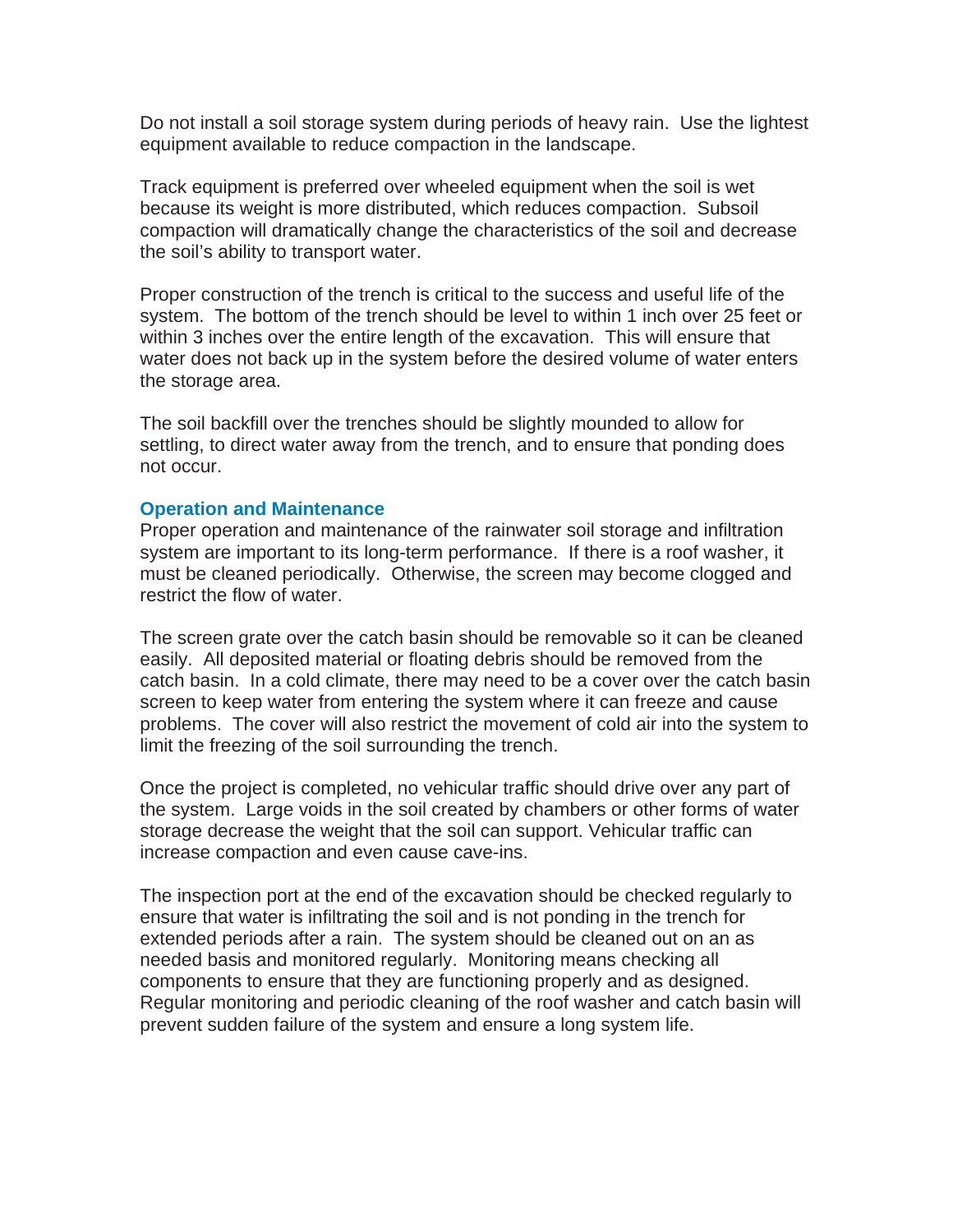Do not install a soil storage system during periods of heavy rain. Use the lightest equipment available to reduce compaction in the landscape.

Track equipment is preferred over wheeled equipment when the soil is wet because its weight is more distributed, which reduces compaction. Subsoil compaction will dramatically change the characteristics of the soil and decrease the soil's ability to transport water.

Proper construction of the trench is critical to the success and useful life of the system. The bottom of the trench should be level to within 1 inch over 25 feet or within 3 inches over the entire length of the excavation. This will ensure that water does not back up in the system before the desired volume of water enters the storage area.

The soil backfill over the trenches should be slightly mounded to allow for settling, to direct water away from the trench, and to ensure that ponding does not occur.

## Operation and Maintenance

Proper operation and maintenance of the rainwater soil storage and infiltration system are important to its long-term performance. If there is a roof washer, it must be cleaned periodically. Otherwise, the screen may become clogged and restrict the flow of water.

The screen grate over the catch basin should be removable so it can be cleaned easily. All deposited material or floating debris should be removed from the catch basin. In a cold climate, there may need to be a cover over the catch basin screen to keep water from entering the system where it can freeze and cause problems. The cover will also restrict the movement of cold air into the system to limit the freezing of the soil surrounding the trench.

Once the project is completed, no vehicular traffic should drive over any part of the system. Large voids in the soil created by chambers or other forms of water storage decrease the weight that the soil can support. Vehicular traffic can increase compaction and even cause cave-ins.

The inspection port at the end of the excavation should be checked regularly to ensure that water is infiltrating the soil and is not ponding in the trench for extended periods after a rain. The system should be cleaned out on an as needed basis and monitored regularly. Monitoring means checking all components to ensure that they are functioning properly and as designed. Regular monitoring and periodic cleaning of the roof washer and catch basin will prevent sudden failure of the system and ensure a long system life.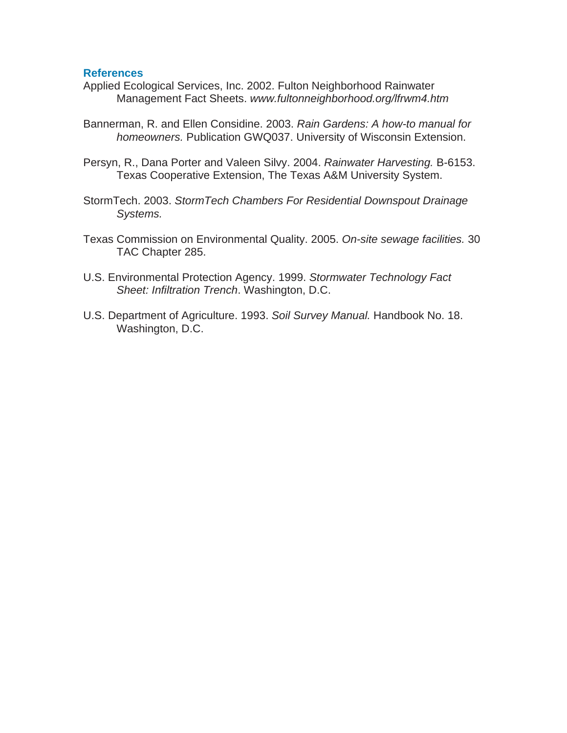## References

Applied Ecological Services, Inc. 2002. Fulton Neighborhood Rainwater Management Fact Sheets. *www.fultonneighborhood.org/lfrwm4.htm*

Bannerman, R. and Ellen Considine. 2003. *Rain Gardens: A how-to manual for homeowners.* Publication GWQ037. University of Wisconsin Extension.

Persyn, R., Dana Porter and Valeen Silvy. 2004. *Rainwater Harvesting.* B-6153. Texas Cooperative Extension, The Texas A&M University System.

StormTech. 2003. *StormTech Chambers For Residential Downspout Drainage Systems.*

Texas Commission on Environmental Quality. 2005. *On-site sewage facilities.* 30 TAC Chapter 285.

U.S. Environmental Protection Agency. 1999. *Stormwater Technology Fact Sheet: Infiltration Trench*. Washington, D.C.

U.S. Department of Agriculture. 1993. *Soil Survey Manual.* Handbook No. 18. Washington, D.C.